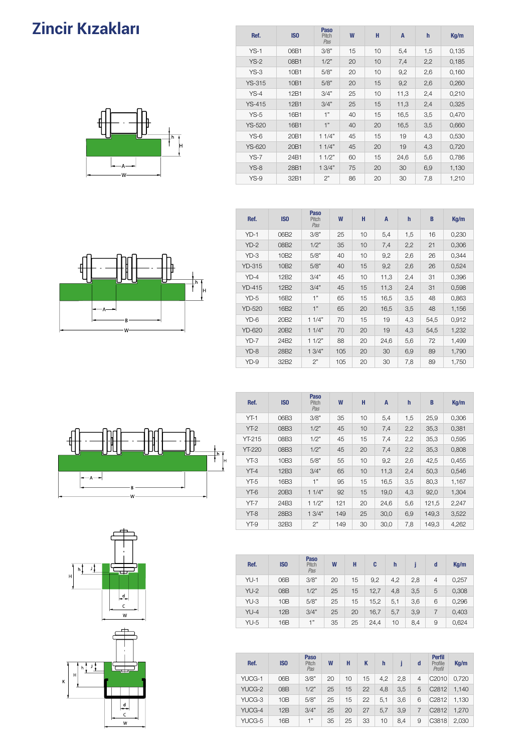# Zincir Kızakları

| Ref. | ISO | Paso Pitch Pas | W | H | A | h | Kg/m |
|---|---|---|---|---|---|---|---|
| YS-1 | 06B1 | 3/8" | 15 | 10 | 5,4 | 1,5 | 0,135 |
| YS-2 | 08B1 | 1/2" | 20 | 10 | 7,4 | 2,2 | 0,185 |
| YS-3 | 10B1 | 5/8" | 20 | 10 | 9,2 | 2,6 | 0,160 |
| YS-315 | 10B1 | 5/8" | 20 | 15 | 9,2 | 2,6 | 0,260 |
| YS-4 | 12B1 | 3/4" | 25 | 10 | 11,3 | 2,4 | 0,210 |
| YS-415 | 12B1 | 3/4" | 25 | 15 | 11,3 | 2,4 | 0,325 |
| YS-5 | 16B1 | 1" | 40 | 15 | 16,5 | 3,5 | 0,470 |
| YS-520 | 16B1 | 1" | 40 | 20 | 16,5 | 3,5 | 0,660 |
| YS-6 | 20B1 | 1 1/4" | 45 | 15 | 19 | 4,3 | 0,530 |
| YS-620 | 20B1 | 1 1/4" | 45 | 20 | 19 | 4,3 | 0,720 |
| YS-7 | 24B1 | 1 1/2" | 60 | 15 | 24,6 | 5,6 | 0,786 |
| YS-8 | 28B1 | 1 3/4" | 75 | 20 | 30 | 6,9 | 1,130 |
| YS-9 | 32B1 | 2" | 86 | 20 | 30 | 7,8 | 1,210 |

| Ref. | ISO | Paso Pitch Pas | W | H | A | h | B | Kg/m |
|---|---|---|---|---|---|---|---|---|
| YD-1 | 06B2 | 3/8" | 25 | 10 | 5,4 | 1,5 | 16 | 0,230 |
| YD-2 | 08B2 | 1/2" | 35 | 10 | 7,4 | 2,2 | 21 | 0,306 |
| YD-3 | 10B2 | 5/8" | 40 | 10 | 9,2 | 2,6 | 26 | 0,344 |
| YD-315 | 10B2 | 5/8" | 40 | 15 | 9,2 | 2,6 | 26 | 0,524 |
| YD-4 | 12B2 | 3/4" | 45 | 10 | 11,3 | 2,4 | 31 | 0,396 |
| YD-415 | 12B2 | 3/4" | 45 | 15 | 11,3 | 2,4 | 31 | 0,598 |
| YD-5 | 16B2 | 1" | 65 | 15 | 16,5 | 3,5 | 48 | 0,863 |
| YD-520 | 16B2 | 1" | 65 | 20 | 16,5 | 3,5 | 48 | 1,156 |
| YD-6 | 20B2 | 1 1/4" | 70 | 15 | 19 | 4,3 | 54,5 | 0,912 |
| YD-620 | 20B2 | 1 1/4" | 70 | 20 | 19 | 4,3 | 54,5 | 1,232 |
| YD-7 | 24B2 | 1 1/2" | 88 | 20 | 24,6 | 5,6 | 72 | 1,499 |
| YD-8 | 28B2 | 1 3/4" | 105 | 20 | 30 | 6,9 | 89 | 1,790 |
| YD-9 | 32B2 | 2" | 105 | 20 | 30 | 7,8 | 89 | 1,750 |

| Ref. | ISO | Paso Pitch Pas | W | H | A | h | B | Kg/m |
|---|---|---|---|---|---|---|---|---|
| YT-1 | 06B3 | 3/8" | 35 | 10 | 5,4 | 1,5 | 25,9 | 0,306 |
| YT-2 | 08B3 | 1/2" | 45 | 10 | 7,4 | 2,2 | 35,3 | 0,381 |
| YT-215 | 08B3 | 1/2" | 45 | 15 | 7,4 | 2,2 | 35,3 | 0,595 |
| YT-220 | 08B3 | 1/2" | 45 | 20 | 7,4 | 2,2 | 35,3 | 0,808 |
| YT-3 | 10B3 | 5/8" | 55 | 10 | 9,2 | 2,6 | 42,5 | 0,455 |
| YT-4 | 12B3 | 3/4" | 65 | 10 | 11,3 | 2,4 | 50,3 | 0,546 |
| YT-5 | 16B3 | 1" | 95 | 15 | 16,5 | 3,5 | 80,3 | 1,167 |
| YT-6 | 20B3 | 1 1/4" | 92 | 15 | 19,0 | 4,3 | 92,0 | 1,304 |
| YT-7 | 24B3 | 1 1/2" | 121 | 20 | 24,6 | 5,6 | 121,5 | 2,247 |
| YT-8 | 28B3 | 1 3/4" | 149 | 25 | 30,0 | 6,9 | 149,3 | 3,522 |
| YT-9 | 32B3 | 2" | 149 | 30 | 30,0 | 7,8 | 149,3 | 4,262 |

| Ref. | ISO | Paso Pitch Pas | W | H | C | h | j | d | Kg/m |
|---|---|---|---|---|---|---|---|---|---|
| YU-1 | 06B | 3/8" | 20 | 15 | 9,2 | 4,2 | 2,8 | 4 | 0,257 |
| YU-2 | 08B | 1/2" | 25 | 15 | 12,7 | 4,8 | 3,5 | 5 | 0,308 |
| YU-3 | 10B | 5/8" | 25 | 15 | 15,2 | 5,1 | 3,6 | 6 | 0,296 |
| YU-4 | 12B | 3/4" | 25 | 20 | 16,7 | 5,7 | 3,9 | 7 | 0,403 |
| YU-5 | 16B | 1" | 35 | 25 | 24,4 | 10 | 8,4 | 9 | 0,624 |

| Ref. | ISO | Paso Pitch Pas | W | H | K | h | j | d | Perfil Profile Profil | Kg/m |
|---|---|---|---|---|---|---|---|---|---|---|
| YUCG-1 | 06B | 3/8" | 20 | 10 | 15 | 4,2 | 2,8 | 4 | C2010 | 0,720 |
| YUCG-2 | 08B | 1/2" | 25 | 15 | 22 | 4,8 | 3,5 | 5 | C2812 | 1,140 |
| YUCG-3 | 10B | 5/8" | 25 | 15 | 22 | 5,1 | 3,6 | 6 | C2812 | 1,130 |
| YUCG-4 | 12B | 3/4" | 25 | 20 | 27 | 5,7 | 3,9 | 7 | C2812 | 1,270 |
| YUCG-5 | 16B | 1" | 35 | 25 | 33 | 10 | 8,4 | 9 | C3818 | 2,030 |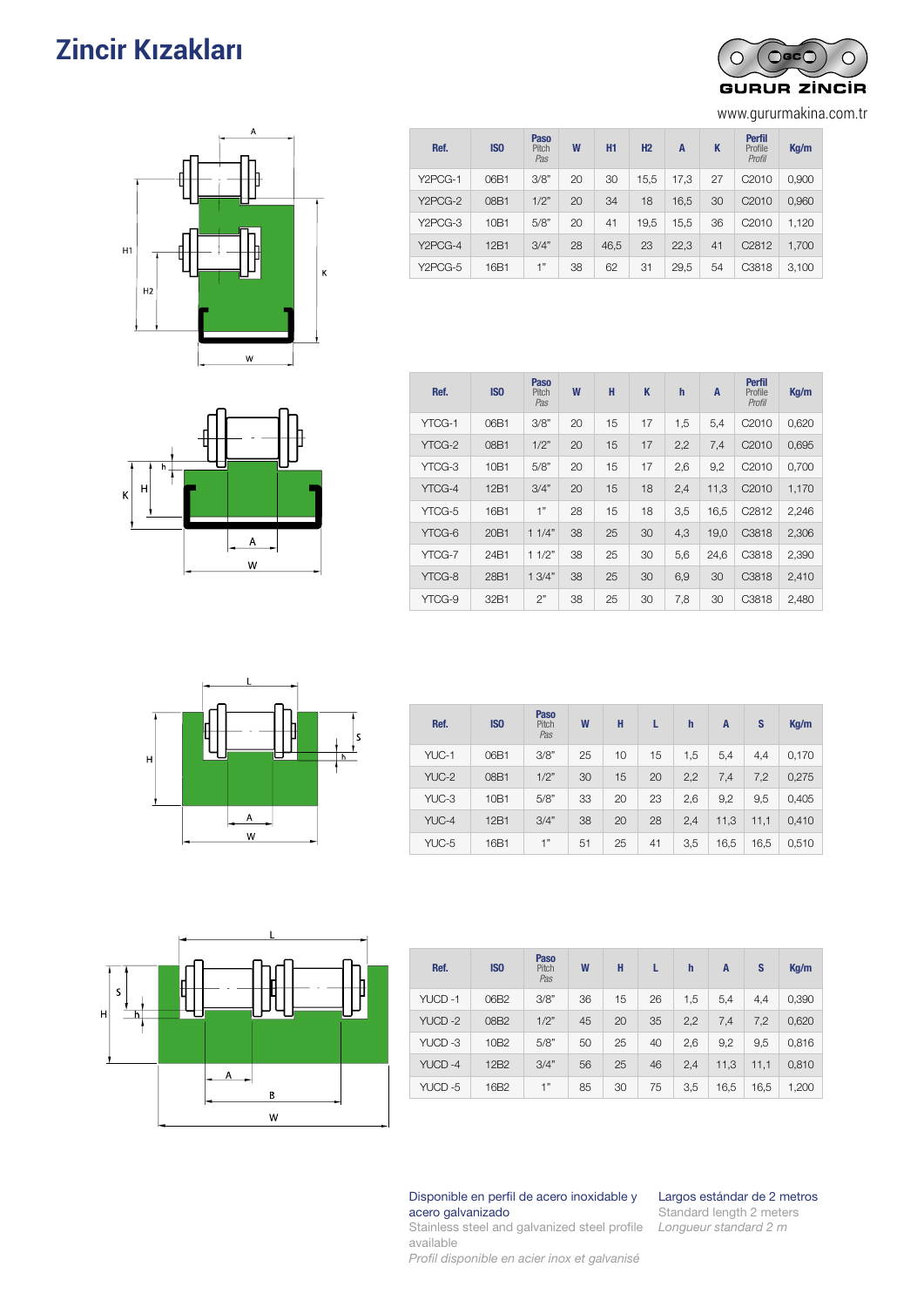# Zincir Kızakları

GURUR ZİNCİR

www.gururmakina.com.tr

| Ref. | ISO | Paso Pitch *Pas* | W | H1 | H2 | A | K | Perfil Profile *Profil* | Kg/m |
|---|---|---|---|---|---|---|---|---|---|
| Y2PCG-1 | 06B1 | 3/8" | 20 | 30 | 15,5 | 17,3 | 27 | C2010 | 0,900 |
| Y2PCG-2 | 08B1 | 1/2" | 20 | 34 | 18 | 16,5 | 30 | C2010 | 0,960 |
| Y2PCG-3 | 10B1 | 5/8" | 20 | 41 | 19,5 | 15,5 | 36 | C2010 | 1,120 |
| Y2PCG-4 | 12B1 | 3/4" | 28 | 46,5 | 23 | 22,3 | 41 | C2812 | 1,700 |
| Y2PCG-5 | 16B1 | 1" | 38 | 62 | 31 | 29,5 | 54 | C3818 | 3,100 |

| Ref. | ISO | Paso Pitch *Pas* | W | H | K | h | A | Perfil Profile *Profil* | Kg/m |
|---|---|---|---|---|---|---|---|---|---|
| YTCG-1 | 06B1 | 3/8" | 20 | 15 | 17 | 1,5 | 5,4 | C2010 | 0,620 |
| YTCG-2 | 08B1 | 1/2" | 20 | 15 | 17 | 2,2 | 7,4 | C2010 | 0,695 |
| YTCG-3 | 10B1 | 5/8" | 20 | 15 | 17 | 2,6 | 9,2 | C2010 | 0,700 |
| YTCG-4 | 12B1 | 3/4" | 20 | 15 | 18 | 2,4 | 11,3 | C2010 | 1,170 |
| YTCG-5 | 16B1 | 1" | 28 | 15 | 18 | 3,5 | 16,5 | C2812 | 2,246 |
| YTCG-6 | 20B1 | 1 1/4" | 38 | 25 | 30 | 4,3 | 19,0 | C3818 | 2,306 |
| YTCG-7 | 24B1 | 1 1/2" | 38 | 25 | 30 | 5,6 | 24,6 | C3818 | 2,390 |
| YTCG-8 | 28B1 | 1 3/4" | 38 | 25 | 30 | 6,9 | 30 | C3818 | 2,410 |
| YTCG-9 | 32B1 | 2" | 38 | 25 | 30 | 7,8 | 30 | C3818 | 2,480 |

| Ref. | ISO | Paso Pitch *Pas* | W | H | L | h | A | S | Kg/m |
|---|---|---|---|---|---|---|---|---|---|
| YUC-1 | 06B1 | 3/8" | 25 | 10 | 15 | 1,5 | 5,4 | 4,4 | 0,170 |
| YUC-2 | 08B1 | 1/2" | 30 | 15 | 20 | 2,2 | 7,4 | 7,2 | 0,275 |
| YUC-3 | 10B1 | 5/8" | 33 | 20 | 23 | 2,6 | 9,2 | 9,5 | 0,405 |
| YUC-4 | 12B1 | 3/4" | 38 | 20 | 28 | 2,4 | 11,3 | 11,1 | 0,410 |
| YUC-5 | 16B1 | 1" | 51 | 25 | 41 | 3,5 | 16,5 | 16,5 | 0,510 |

| Ref. | ISO | Paso Pitch *Pas* | W | H | L | h | A | S | Kg/m |
|---|---|---|---|---|---|---|---|---|---|
| YUCD -1 | 06B2 | 3/8" | 36 | 15 | 26 | 1,5 | 5,4 | 4,4 | 0,390 |
| YUCD -2 | 08B2 | 1/2" | 45 | 20 | 35 | 2,2 | 7,4 | 7,2 | 0,620 |
| YUCD -3 | 10B2 | 5/8" | 50 | 25 | 40 | 2,6 | 9,2 | 9,5 | 0,816 |
| YUCD -4 | 12B2 | 3/4" | 56 | 25 | 46 | 2,4 | 11,3 | 11,1 | 0,810 |
| YUCD -5 | 16B2 | 1" | 85 | 30 | 75 | 3,5 | 16,5 | 16,5 | 1,200 |

Disponible en perfil de acero inoxidable y acero galvanizado
Stainless steel and galvanized steel profile available
*Profil disponible en acier inox et galvanisé*

Largos estándar de 2 metros
Standard length 2 meters
*Longueur standard 2 m*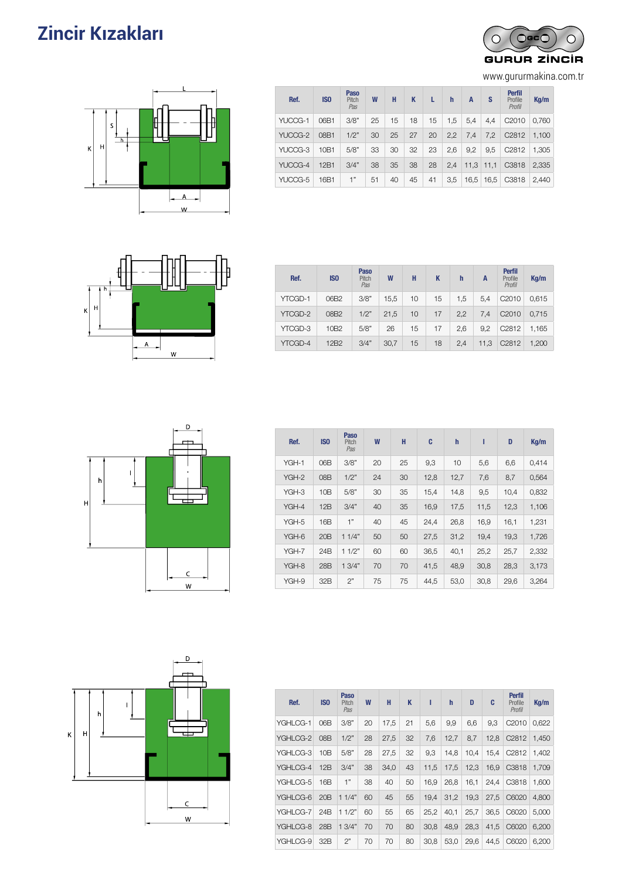# Zincir Kızakları

GURUR ZİNCİR

www.gururmakina.com.tr

| Ref. | ISO | Paso Pitch Pas | W | H | K | L | h | A | S | Perfil Profile Profil | Kg/m |
|---|---|---|---|---|---|---|---|---|---|---|---|
| YUCCG-1 | 06B1 | 3/8" | 25 | 15 | 18 | 15 | 1,5 | 5,4 | 4,4 | C2010 | 0,760 |
| YUCCG-2 | 08B1 | 1/2" | 30 | 25 | 27 | 20 | 2,2 | 7,4 | 7,2 | C2812 | 1,100 |
| YUCCG-3 | 10B1 | 5/8" | 33 | 30 | 32 | 23 | 2,6 | 9,2 | 9,5 | C2812 | 1,305 |
| YUCCG-4 | 12B1 | 3/4" | 38 | 35 | 38 | 28 | 2,4 | 11,3 | 11,1 | C3818 | 2,335 |
| YUCCG-5 | 16B1 | 1" | 51 | 40 | 45 | 41 | 3,5 | 16,5 | 16,5 | C3818 | 2,440 |

| Ref. | ISO | Paso Pitch Pas | W | H | K | h | A | Perfil Profile Profil | Kg/m |
|---|---|---|---|---|---|---|---|---|---|
| YTCGD-1 | 06B2 | 3/8" | 15,5 | 10 | 15 | 1,5 | 5,4 | C2010 | 0,615 |
| YTCGD-2 | 08B2 | 1/2" | 21,5 | 10 | 17 | 2,2 | 7,4 | C2010 | 0,715 |
| YTCGD-3 | 10B2 | 5/8" | 26 | 15 | 17 | 2,6 | 9,2 | C2812 | 1,165 |
| YTCGD-4 | 12B2 | 3/4" | 30,7 | 15 | 18 | 2,4 | 11,3 | C2812 | 1,200 |

| Ref. | ISO | Paso Pitch Pas | W | H | C | h | I | D | Kg/m |
|---|---|---|---|---|---|---|---|---|---|
| YGH-1 | 06B | 3/8" | 20 | 25 | 9,3 | 10 | 5,6 | 6,6 | 0,414 |
| YGH-2 | 08B | 1/2" | 24 | 30 | 12,8 | 12,7 | 7,6 | 8,7 | 0,564 |
| YGH-3 | 10B | 5/8" | 30 | 35 | 15,4 | 14,8 | 9,5 | 10,4 | 0,832 |
| YGH-4 | 12B | 3/4" | 40 | 35 | 16,9 | 17,5 | 11,5 | 12,3 | 1,106 |
| YGH-5 | 16B | 1" | 40 | 45 | 24,4 | 26,8 | 16,9 | 16,1 | 1,231 |
| YGH-6 | 20B | 1 1/4" | 50 | 50 | 27,5 | 31,2 | 19,4 | 19,3 | 1,726 |
| YGH-7 | 24B | 1 1/2" | 60 | 60 | 36,5 | 40,1 | 25,2 | 25,7 | 2,332 |
| YGH-8 | 28B | 1 3/4" | 70 | 70 | 41,5 | 48,9 | 30,8 | 28,3 | 3,173 |
| YGH-9 | 32B | 2" | 75 | 75 | 44,5 | 53,0 | 30,8 | 29,6 | 3,264 |

| Ref. | ISO | Paso Pitch Pas | W | H | K | I | h | D | C | Perfil Profile Profil | Kg/m |
|---|---|---|---|---|---|---|---|---|---|---|---|
| YGHLCG-1 | 06B | 3/8" | 20 | 17,5 | 21 | 5,6 | 9,9 | 6,6 | 9,3 | C2010 | 0,622 |
| YGHLCG-2 | 08B | 1/2" | 28 | 27,5 | 32 | 7,6 | 12,7 | 8,7 | 12,8 | C2812 | 1,450 |
| YGHLCG-3 | 10B | 5/8" | 28 | 27,5 | 32 | 9,3 | 14,8 | 10,4 | 15,4 | C2812 | 1,402 |
| YGHLCG-4 | 12B | 3/4" | 38 | 34,0 | 43 | 11,5 | 17,5 | 12,3 | 16,9 | C3818 | 1,709 |
| YGHLCG-5 | 16B | 1" | 38 | 40 | 50 | 16,9 | 26,8 | 16,1 | 24,4 | C3818 | 1,600 |
| YGHLCG-6 | 20B | 1 1/4" | 60 | 45 | 55 | 19,4 | 31,2 | 19,3 | 27,5 | C6020 | 4,800 |
| YGHLCG-7 | 24B | 1 1/2" | 60 | 55 | 65 | 25,2 | 40,1 | 25,7 | 36,5 | C6020 | 5,000 |
| YGHLCG-8 | 28B | 1 3/4" | 70 | 70 | 80 | 30,8 | 48,9 | 28,3 | 41,5 | C6020 | 6,200 |
| YGHLCG-9 | 32B | 2" | 70 | 70 | 80 | 30,8 | 53,0 | 29,6 | 44,5 | C6020 | 6,200 |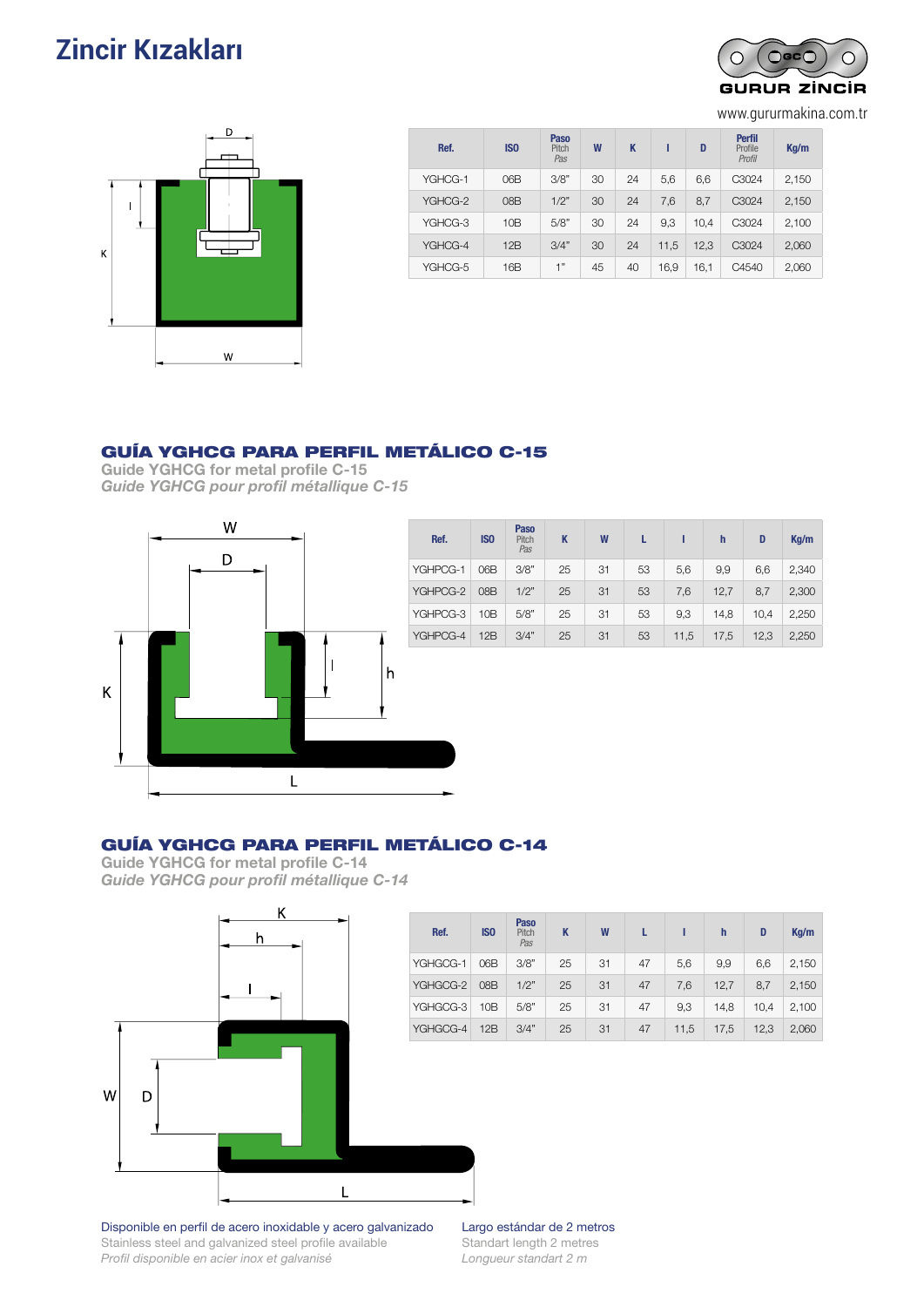# Zincir Kızakları

GURUR ZİNCİR

www.gururmakina.com.tr

| Ref. | ISO | Paso Pitch *Pas* | W | K | I | D | Perfil Profile *Profil* | Kg/m |
|---|---|---|---|---|---|---|---|---|
| YGHCG-1 | 06B | 3/8" | 30 | 24 | 5,6 | 6,6 | C3024 | 2,150 |
| YGHCG-2 | 08B | 1/2" | 30 | 24 | 7,6 | 8,7 | C3024 | 2,150 |
| YGHCG-3 | 10B | 5/8" | 30 | 24 | 9,3 | 10,4 | C3024 | 2,100 |
| YGHCG-4 | 12B | 3/4" | 30 | 24 | 11,5 | 12,3 | C3024 | 2,060 |
| YGHCG-5 | 16B | 1" | 45 | 40 | 16,9 | 16,1 | C4540 | 2,060 |

## GUÍA YGHCG PARA PERFIL METÁLICO C-15

**Guide YGHCG for metal profile C-15**

***Guide YGHCG pour profil métallique C-15***

| Ref. | ISO | Paso Pitch *Pas* | K | W | L | I | h | D | Kg/m |
|---|---|---|---|---|---|---|---|---|---|
| YGHPCG-1 | 06B | 3/8" | 25 | 31 | 53 | 5,6 | 9,9 | 6,6 | 2,340 |
| YGHPCG-2 | 08B | 1/2" | 25 | 31 | 53 | 7,6 | 12,7 | 8,7 | 2,300 |
| YGHPCG-3 | 10B | 5/8" | 25 | 31 | 53 | 9,3 | 14,8 | 10,4 | 2,250 |
| YGHPCG-4 | 12B | 3/4" | 25 | 31 | 53 | 11,5 | 17,5 | 12,3 | 2,250 |

## GUÍA YGHCG PARA PERFIL METÁLICO C-14

**Guide YGHCG for metal profile C-14**

***Guide YGHCG pour profil métallique C-14***

| Ref. | ISO | Paso Pitch *Pas* | K | W | L | I | h | D | Kg/m |
|---|---|---|---|---|---|---|---|---|---|
| YGHGCG-1 | 06B | 3/8" | 25 | 31 | 47 | 5,6 | 9,9 | 6,6 | 2,150 |
| YGHGCG-2 | 08B | 1/2" | 25 | 31 | 47 | 7,6 | 12,7 | 8,7 | 2,150 |
| YGHGCG-3 | 10B | 5/8" | 25 | 31 | 47 | 9,3 | 14,8 | 10,4 | 2,100 |
| YGHGCG-4 | 12B | 3/4" | 25 | 31 | 47 | 11,5 | 17,5 | 12,3 | 2,060 |

Disponible en perfil de acero inoxidable y acero galvanizado
Stainless steel and galvanized steel profile available
*Profil disponible en acier inox et galvanisé*

Largo estándar de 2 metros
Standart length 2 metres
*Longueur standart 2 m*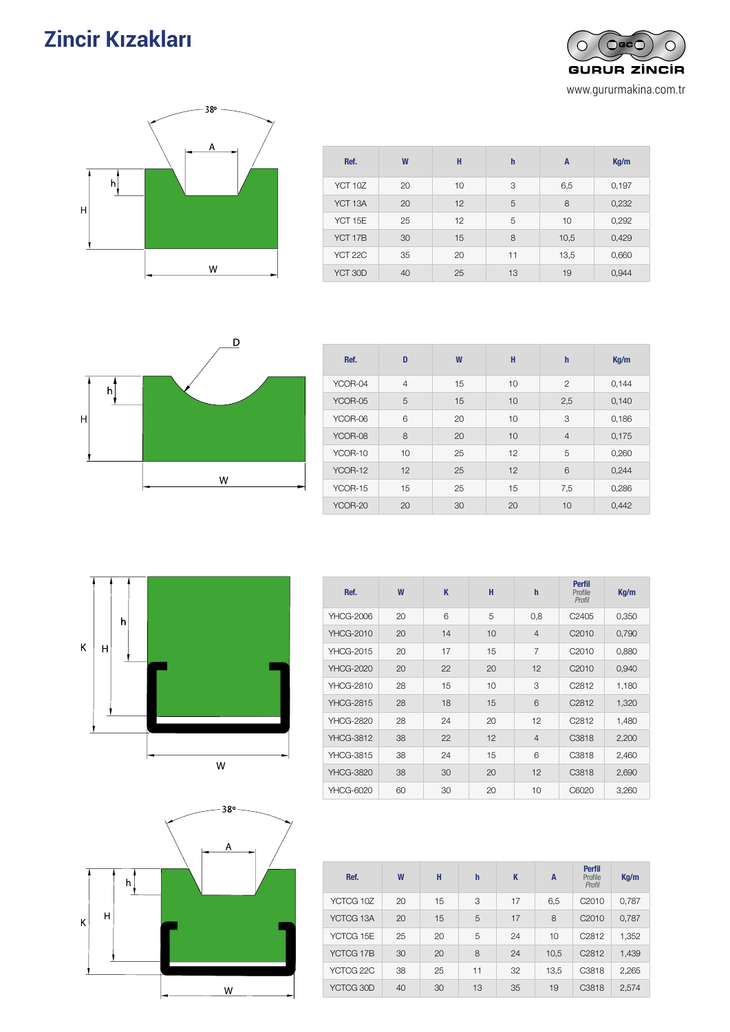# Zincir Kızakları

GURUR ZİNCİR

www.gururmakina.com.tr

| Ref. | W | H | h | A | Kg/m |
|---|---|---|---|---|---|
| YCT 10Z | 20 | 10 | 3 | 6,5 | 0,197 |
| YCT 13A | 20 | 12 | 5 | 8 | 0,232 |
| YCT 15E | 25 | 12 | 5 | 10 | 0,292 |
| YCT 17B | 30 | 15 | 8 | 10,5 | 0,429 |
| YCT 22C | 35 | 20 | 11 | 13,5 | 0,660 |
| YCT 30D | 40 | 25 | 13 | 19 | 0,944 |

| Ref. | D | W | H | h | Kg/m |
|---|---|---|---|---|---|
| YCOR-04 | 4 | 15 | 10 | 2 | 0,144 |
| YCOR-05 | 5 | 15 | 10 | 2,5 | 0,140 |
| YCOR-06 | 6 | 20 | 10 | 3 | 0,186 |
| YCOR-08 | 8 | 20 | 10 | 4 | 0,175 |
| YCOR-10 | 10 | 25 | 12 | 5 | 0,260 |
| YCOR-12 | 12 | 25 | 12 | 6 | 0,244 |
| YCOR-15 | 15 | 25 | 15 | 7,5 | 0,286 |
| YCOR-20 | 20 | 30 | 20 | 10 | 0,442 |

| Ref. | W | K | H | h | Perfil Profile Profil | Kg/m |
|---|---|---|---|---|---|---|
| YHCG-2006 | 20 | 6 | 5 | 0,8 | C2405 | 0,350 |
| YHCG-2010 | 20 | 14 | 10 | 4 | C2010 | 0,790 |
| YHCG-2015 | 20 | 17 | 15 | 7 | C2010 | 0,880 |
| YHCG-2020 | 20 | 22 | 20 | 12 | C2010 | 0,940 |
| YHCG-2810 | 28 | 15 | 10 | 3 | C2812 | 1,180 |
| YHCG-2815 | 28 | 18 | 15 | 6 | C2812 | 1,320 |
| YHCG-2820 | 28 | 24 | 20 | 12 | C2812 | 1,480 |
| YHCG-3812 | 38 | 22 | 12 | 4 | C3818 | 2,200 |
| YHCG-3815 | 38 | 24 | 15 | 6 | C3818 | 2,460 |
| YHCG-3820 | 38 | 30 | 20 | 12 | C3818 | 2,690 |
| YHCG-6020 | 60 | 30 | 20 | 10 | C6020 | 3,260 |

| Ref. | W | H | h | K | A | Perfil Profile Profil | Kg/m |
|---|---|---|---|---|---|---|---|
| YCTCG 10Z | 20 | 15 | 3 | 17 | 6,5 | C2010 | 0,787 |
| YCTCG 13A | 20 | 15 | 5 | 17 | 8 | C2010 | 0,787 |
| YCTCG 15E | 25 | 20 | 5 | 24 | 10 | C2812 | 1,352 |
| YCTCG 17B | 30 | 20 | 8 | 24 | 10,5 | C2812 | 1,439 |
| YCTCG 22C | 38 | 25 | 11 | 32 | 13,5 | C3818 | 2,265 |
| YCTCG 30D | 40 | 30 | 13 | 35 | 19 | C3818 | 2,574 |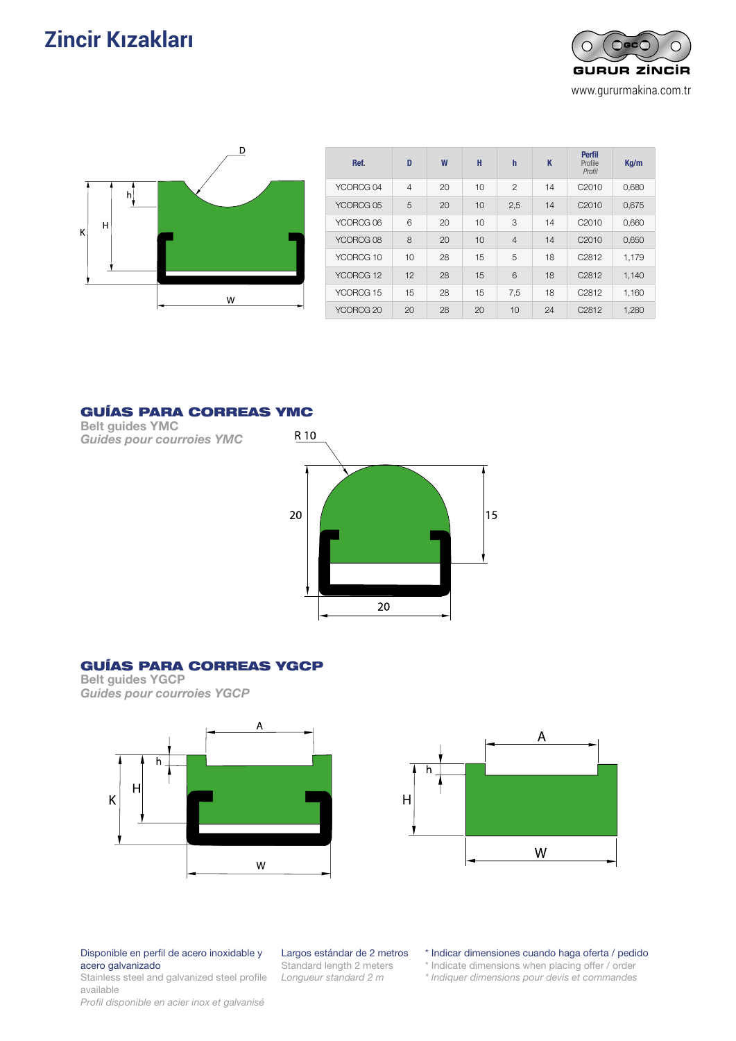# Zincir Kızakları

GURUR ZİNCİR
www.gururmakina.com.tr

| Ref. | D | W | H | h | K | Perfil Profile Profil | Kg/m |
|---|---|---|---|---|---|---|---|
| YCORCG 04 | 4 | 20 | 10 | 2 | 14 | C2010 | 0,680 |
| YCORCG 05 | 5 | 20 | 10 | 2,5 | 14 | C2010 | 0,675 |
| YCORCG 06 | 6 | 20 | 10 | 3 | 14 | C2010 | 0,660 |
| YCORCG 08 | 8 | 20 | 10 | 4 | 14 | C2010 | 0,650 |
| YCORCG 10 | 10 | 28 | 15 | 5 | 18 | C2812 | 1,179 |
| YCORCG 12 | 12 | 28 | 15 | 6 | 18 | C2812 | 1,140 |
| YCORCG 15 | 15 | 28 | 15 | 7,5 | 18 | C2812 | 1,160 |
| YCORCG 20 | 20 | 28 | 20 | 10 | 24 | C2812 | 1,280 |

## GUÍAS PARA CORREAS YMC

Belt guides YMC

*Guides pour courroies YMC*

## GUÍAS PARA CORREAS YGCP

Belt guides YGCP

*Guides pour courroies YGCP*

Disponible en perfil de acero inoxidable y acero galvanizado
Stainless steel and galvanized steel profile available
*Profil disponible en acier inox et galvanisé*

Largos estándar de 2 metros
Standard length 2 meters
*Longueur standard 2 m*

* Indicar dimensiones cuando haga oferta / pedido
* Indicate dimensions when placing offer / order
* *Indiquer dimensions pour devis et commandes*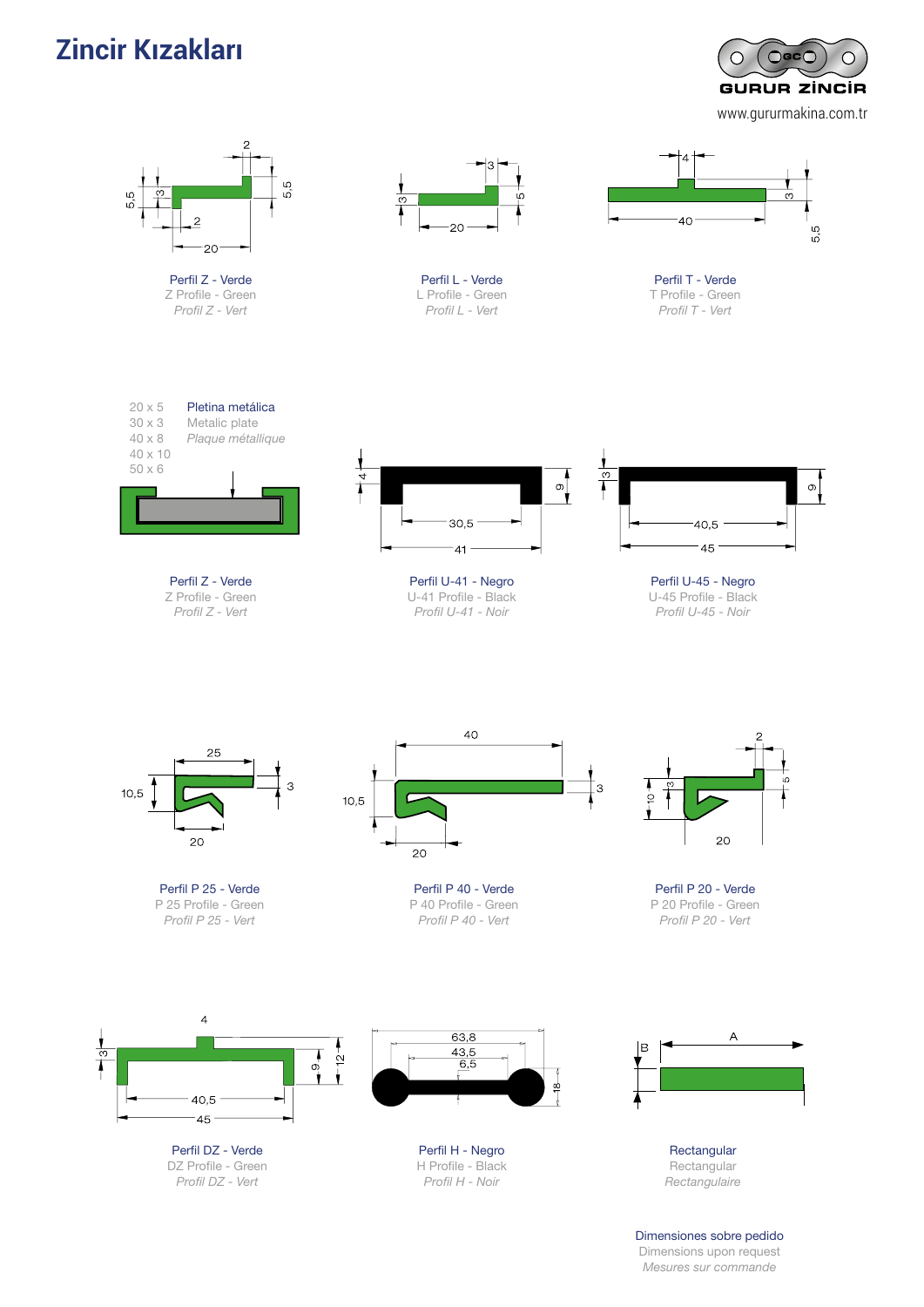# Zincir Kızakları

GURUR ZİNCİR

www.gururmakina.com.tr

Perfil Z - Verde
Z Profile - Green
*Profil Z - Vert*

Perfil L - Verde
L Profile - Green
*Profil L - Vert*

Perfil T - Verde
T Profile - Green
*Profil T - Vert*

20 x 5
30 x 3
40 x 8
40 x 10
50 x 6

Pletina metálica
Metalic plate
*Plaque métallique*

Perfil Z - Verde
Z Profile - Green
*Profil Z - Vert*

Perfil U-41 - Negro
U-41 Profile - Black
*Profil U-41 - Noir*

Perfil U-45 - Negro
U-45 Profile - Black
*Profil U-45 - Noir*

Perfil P 25 - Verde
P 25 Profile - Green
*Profil P 25 - Vert*

Perfil P 40 - Verde
P 40 Profile - Green
*Profil P 40 - Vert*

Perfil P 20 - Verde
P 20 Profile - Green
*Profil P 20 - Vert*

Perfil DZ - Verde
DZ Profile - Green
*Profil DZ - Vert*

Perfil H - Negro
H Profile - Black
*Profil H - Noir*

Rectangular
Rectangular
*Rectangulaire*

Dimensiones sobre pedido
Dimensions upon request
*Mesures sur commande*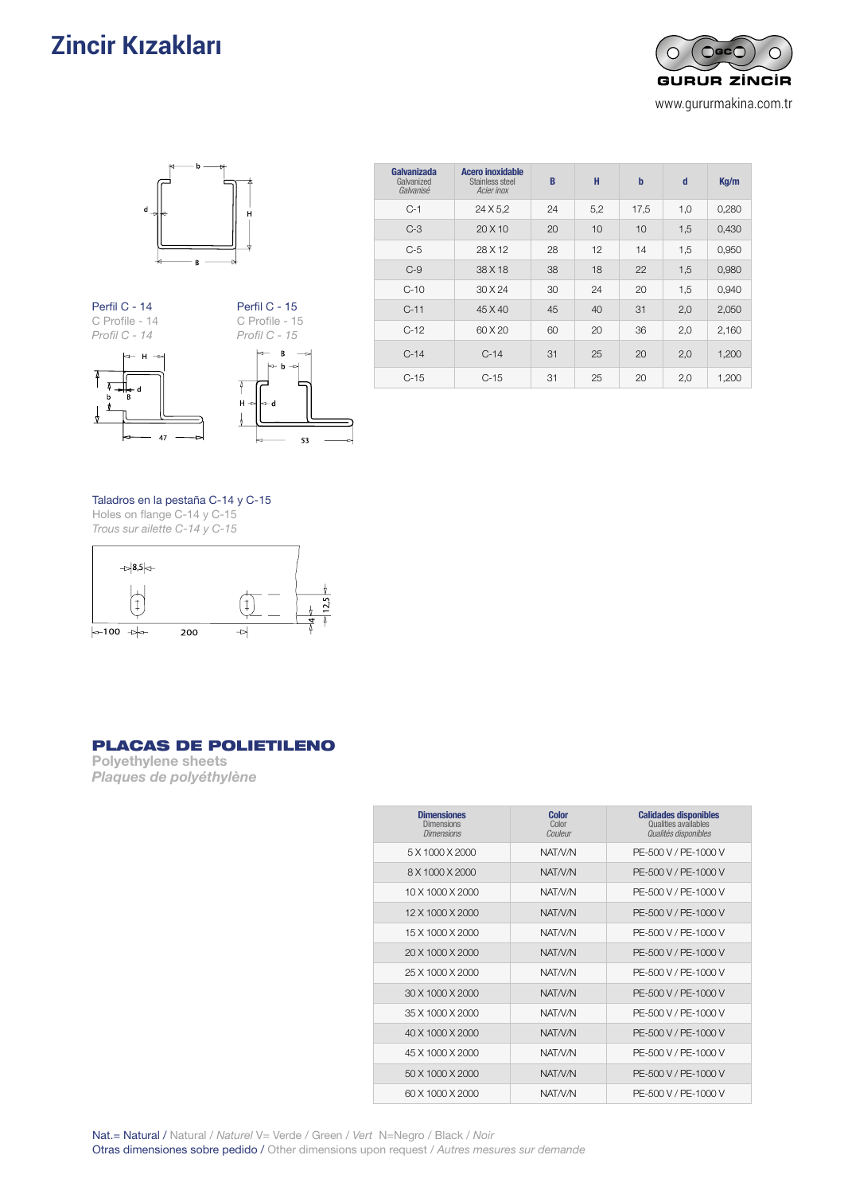# Zincir Kızakları

GURUR ZİNCİR

www.gururmakina.com.tr

| Galvanizada Galvanized *Galvanisé* | Acero inoxidable Stainless steel *Acier inox* | B | H | b | d | Kg/m |
|---|---|---|---|---|---|---|
| C-1 | 24 X 5,2 | 24 | 5,2 | 17,5 | 1,0 | 0,280 |
| C-3 | 20 X 10 | 20 | 10 | 10 | 1,5 | 0,430 |
| C-5 | 28 X 12 | 28 | 12 | 14 | 1,5 | 0,950 |
| C-9 | 38 X 18 | 38 | 18 | 22 | 1,5 | 0,980 |
| C-10 | 30 X 24 | 30 | 24 | 20 | 1,5 | 0,940 |
| C-11 | 45 X 40 | 45 | 40 | 31 | 2,0 | 2,050 |
| C-12 | 60 X 20 | 60 | 20 | 36 | 2,0 | 2,160 |
| C-14 | C-14 | 31 | 25 | 20 | 2,0 | 1,200 |
| C-15 | C-15 | 31 | 25 | 20 | 2,0 | 1,200 |

b
d
H
B

Perfil C - 14
C Profile - 14
*Profil C - 14*

H
d
b
B
47

Perfil C - 15
C Profile - 15
*Profil C - 15*

B
b
H
d
53

Taladros en la pestaña C-14 y C-15
Holes on flange C-14 y C-15
*Trous sur ailette C-14 y C-15*

8,5
100
200
4
12,5

## PLACAS DE POLIETILENO

**Polyethylene sheets**
***Plaques de polyéthylène***

| Dimensiones Dimensions *Dimensions* | Color Color *Couleur* | Calidades disponibles Qualities availables *Qualités disponibles* |
|---|---|---|
| 5 X 1000 X 2000 | NAT/V/N | PE-500 V / PE-1000 V |
| 8 X 1000 X 2000 | NAT/V/N | PE-500 V / PE-1000 V |
| 10 X 1000 X 2000 | NAT/V/N | PE-500 V / PE-1000 V |
| 12 X 1000 X 2000 | NAT/V/N | PE-500 V / PE-1000 V |
| 15 X 1000 X 2000 | NAT/V/N | PE-500 V / PE-1000 V |
| 20 X 1000 X 2000 | NAT/V/N | PE-500 V / PE-1000 V |
| 25 X 1000 X 2000 | NAT/V/N | PE-500 V / PE-1000 V |
| 30 X 1000 X 2000 | NAT/V/N | PE-500 V / PE-1000 V |
| 35 X 1000 X 2000 | NAT/V/N | PE-500 V / PE-1000 V |
| 40 X 1000 X 2000 | NAT/V/N | PE-500 V / PE-1000 V |
| 45 X 1000 X 2000 | NAT/V/N | PE-500 V / PE-1000 V |
| 50 X 1000 X 2000 | NAT/V/N | PE-500 V / PE-1000 V |
| 60 X 1000 X 2000 | NAT/V/N | PE-500 V / PE-1000 V |

Nat.= Natural / Natural / *Naturel* V= Verde / Green / *Vert* N=Negro / Black / *Noir*
Otras dimensiones sobre pedido / Other dimensions upon request / *Autres mesures sur demande*